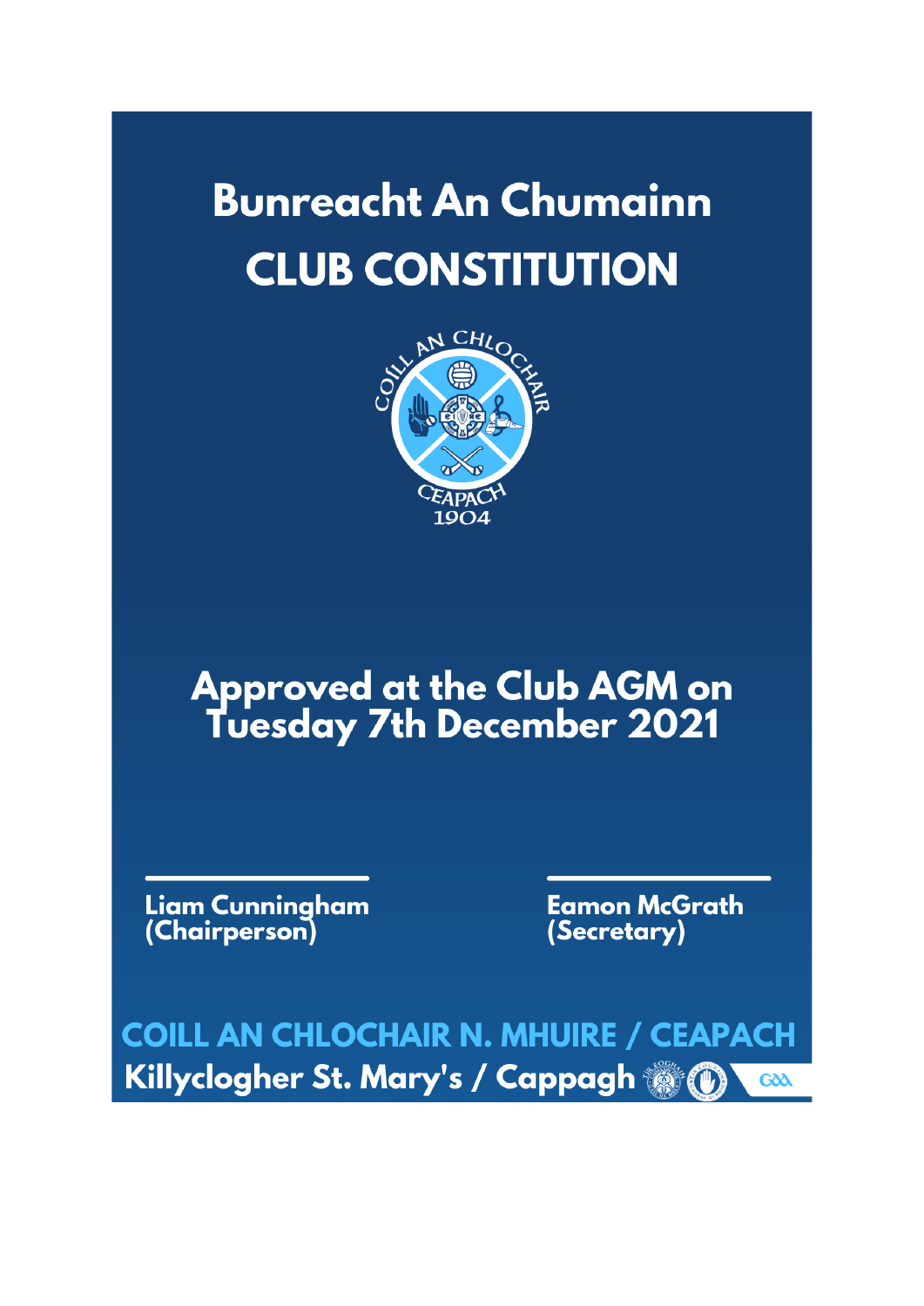# Bunreacht An Chumainn
# CLUB CONSTITUTION

## Approved at the Club AGM on Tuesday 7th December 2021

Liam Cunningham
(Chairperson)

Eamon McGrath
(Secretary)

**COILL AN CHLOCHAIR N. MHUIRE / CEAPACH**

**Killyclogher St. Mary's / Cappagh**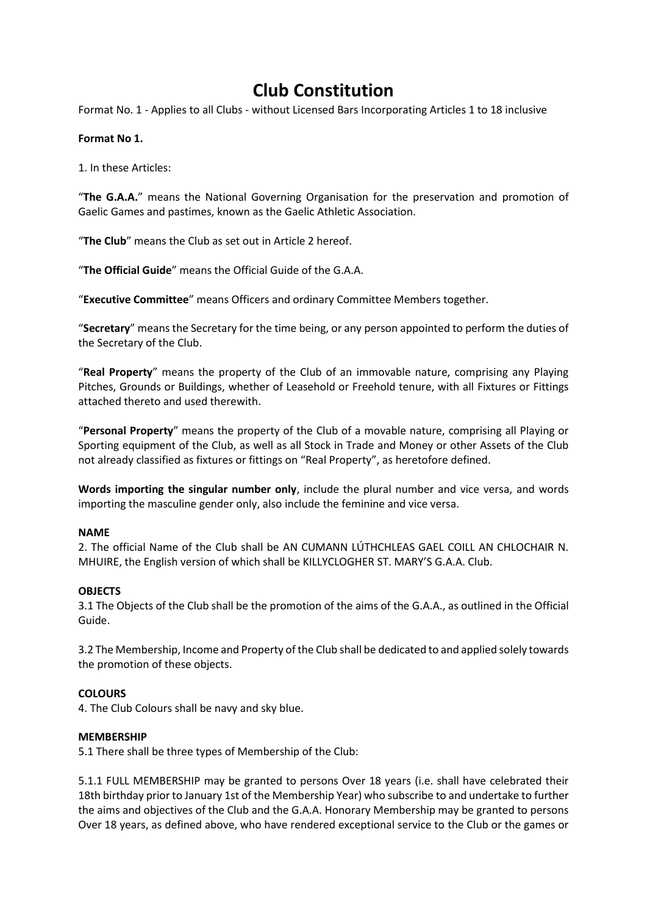# Club Constitution

Format No. 1 - Applies to all Clubs - without Licensed Bars Incorporating Articles 1 to 18 inclusive

**Format No 1.**

1. In these Articles:

"**The G.A.A.**" means the National Governing Organisation for the preservation and promotion of Gaelic Games and pastimes, known as the Gaelic Athletic Association.

"**The Club**" means the Club as set out in Article 2 hereof.

"**The Official Guide**" means the Official Guide of the G.A.A.

"**Executive Committee**" means Officers and ordinary Committee Members together.

"**Secretary**" means the Secretary for the time being, or any person appointed to perform the duties of the Secretary of the Club.

"**Real Property**" means the property of the Club of an immovable nature, comprising any Playing Pitches, Grounds or Buildings, whether of Leasehold or Freehold tenure, with all Fixtures or Fittings attached thereto and used therewith.

"**Personal Property**" means the property of the Club of a movable nature, comprising all Playing or Sporting equipment of the Club, as well as all Stock in Trade and Money or other Assets of the Club not already classified as fixtures or fittings on "Real Property", as heretofore defined.

**Words importing the singular number only**, include the plural number and vice versa, and words importing the masculine gender only, also include the feminine and vice versa.

**NAME**

2. The official Name of the Club shall be AN CUMANN LÚTHCHLEAS GAEL COILL AN CHLOCHAIR N. MHUIRE, the English version of which shall be KILLYCLOGHER ST. MARY'S G.A.A. Club.

**OBJECTS**

3.1 The Objects of the Club shall be the promotion of the aims of the G.A.A., as outlined in the Official Guide.

3.2 The Membership, Income and Property of the Club shall be dedicated to and applied solely towards the promotion of these objects.

**COLOURS**

4. The Club Colours shall be navy and sky blue.

**MEMBERSHIP**

5.1 There shall be three types of Membership of the Club:

5.1.1 FULL MEMBERSHIP may be granted to persons Over 18 years (i.e. shall have celebrated their 18th birthday prior to January 1st of the Membership Year) who subscribe to and undertake to further the aims and objectives of the Club and the G.A.A. Honorary Membership may be granted to persons Over 18 years, as defined above, who have rendered exceptional service to the Club or the games or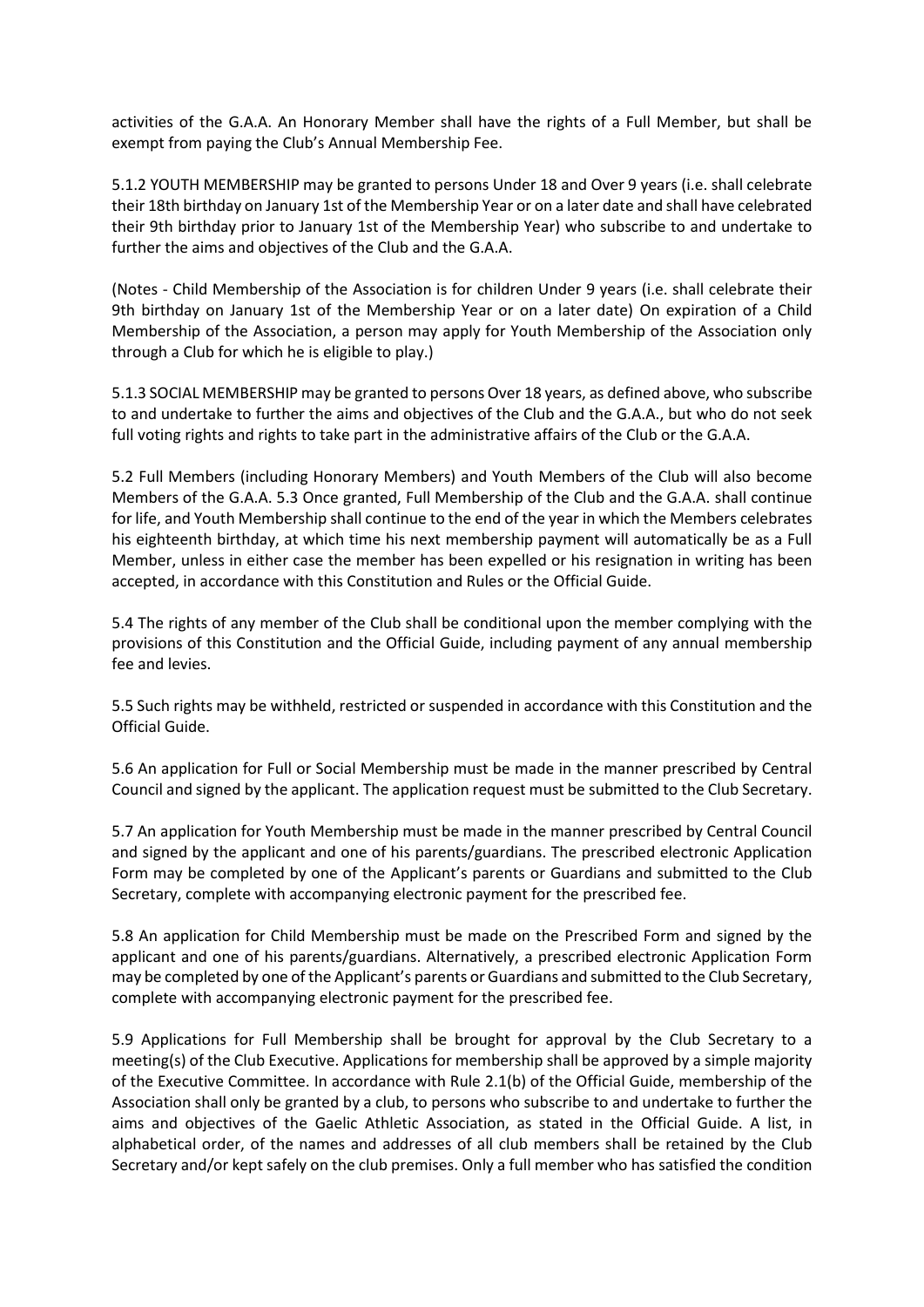activities of the G.A.A. An Honorary Member shall have the rights of a Full Member, but shall be exempt from paying the Club's Annual Membership Fee.

5.1.2 YOUTH MEMBERSHIP may be granted to persons Under 18 and Over 9 years (i.e. shall celebrate their 18th birthday on January 1st of the Membership Year or on a later date and shall have celebrated their 9th birthday prior to January 1st of the Membership Year) who subscribe to and undertake to further the aims and objectives of the Club and the G.A.A.

(Notes - Child Membership of the Association is for children Under 9 years (i.e. shall celebrate their 9th birthday on January 1st of the Membership Year or on a later date) On expiration of a Child Membership of the Association, a person may apply for Youth Membership of the Association only through a Club for which he is eligible to play.)

5.1.3 SOCIAL MEMBERSHIP may be granted to persons Over 18 years, as defined above, who subscribe to and undertake to further the aims and objectives of the Club and the G.A.A., but who do not seek full voting rights and rights to take part in the administrative affairs of the Club or the G.A.A.

5.2 Full Members (including Honorary Members) and Youth Members of the Club will also become Members of the G.A.A. 5.3 Once granted, Full Membership of the Club and the G.A.A. shall continue for life, and Youth Membership shall continue to the end of the year in which the Members celebrates his eighteenth birthday, at which time his next membership payment will automatically be as a Full Member, unless in either case the member has been expelled or his resignation in writing has been accepted, in accordance with this Constitution and Rules or the Official Guide.

5.4 The rights of any member of the Club shall be conditional upon the member complying with the provisions of this Constitution and the Official Guide, including payment of any annual membership fee and levies.

5.5 Such rights may be withheld, restricted or suspended in accordance with this Constitution and the Official Guide.

5.6 An application for Full or Social Membership must be made in the manner prescribed by Central Council and signed by the applicant. The application request must be submitted to the Club Secretary.

5.7 An application for Youth Membership must be made in the manner prescribed by Central Council and signed by the applicant and one of his parents/guardians. The prescribed electronic Application Form may be completed by one of the Applicant's parents or Guardians and submitted to the Club Secretary, complete with accompanying electronic payment for the prescribed fee.

5.8 An application for Child Membership must be made on the Prescribed Form and signed by the applicant and one of his parents/guardians. Alternatively, a prescribed electronic Application Form may be completed by one of the Applicant's parents or Guardians and submitted to the Club Secretary, complete with accompanying electronic payment for the prescribed fee.

5.9 Applications for Full Membership shall be brought for approval by the Club Secretary to a meeting(s) of the Club Executive. Applications for membership shall be approved by a simple majority of the Executive Committee. In accordance with Rule 2.1(b) of the Official Guide, membership of the Association shall only be granted by a club, to persons who subscribe to and undertake to further the aims and objectives of the Gaelic Athletic Association, as stated in the Official Guide. A list, in alphabetical order, of the names and addresses of all club members shall be retained by the Club Secretary and/or kept safely on the club premises. Only a full member who has satisfied the condition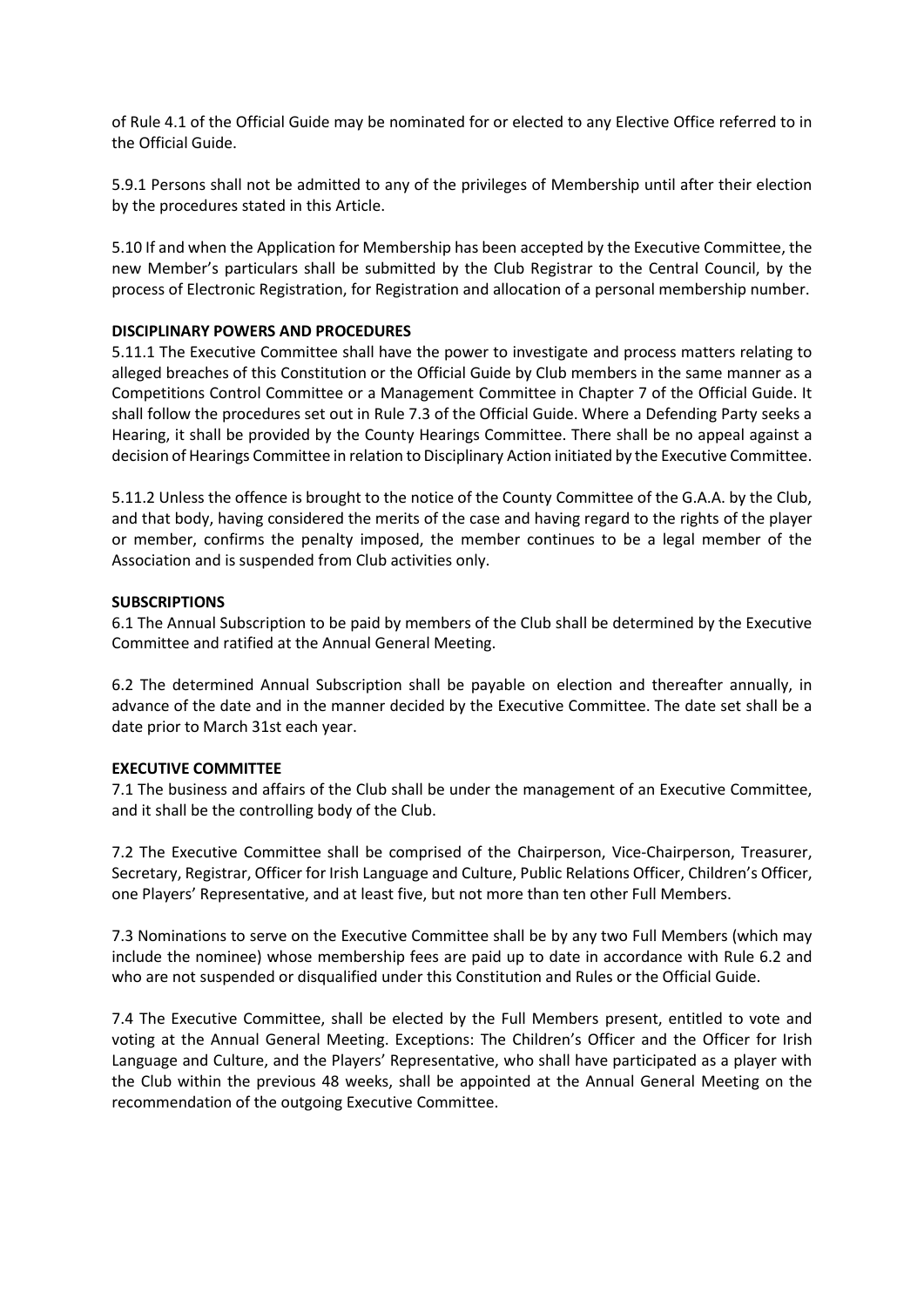of Rule 4.1 of the Official Guide may be nominated for or elected to any Elective Office referred to in the Official Guide.

5.9.1 Persons shall not be admitted to any of the privileges of Membership until after their election by the procedures stated in this Article.

5.10 If and when the Application for Membership has been accepted by the Executive Committee, the new Member's particulars shall be submitted by the Club Registrar to the Central Council, by the process of Electronic Registration, for Registration and allocation of a personal membership number.

**DISCIPLINARY POWERS AND PROCEDURES**

5.11.1 The Executive Committee shall have the power to investigate and process matters relating to alleged breaches of this Constitution or the Official Guide by Club members in the same manner as a Competitions Control Committee or a Management Committee in Chapter 7 of the Official Guide. It shall follow the procedures set out in Rule 7.3 of the Official Guide. Where a Defending Party seeks a Hearing, it shall be provided by the County Hearings Committee. There shall be no appeal against a decision of Hearings Committee in relation to Disciplinary Action initiated by the Executive Committee.

5.11.2 Unless the offence is brought to the notice of the County Committee of the G.A.A. by the Club, and that body, having considered the merits of the case and having regard to the rights of the player or member, confirms the penalty imposed, the member continues to be a legal member of the Association and is suspended from Club activities only.

**SUBSCRIPTIONS**

6.1 The Annual Subscription to be paid by members of the Club shall be determined by the Executive Committee and ratified at the Annual General Meeting.

6.2 The determined Annual Subscription shall be payable on election and thereafter annually, in advance of the date and in the manner decided by the Executive Committee. The date set shall be a date prior to March 31st each year.

**EXECUTIVE COMMITTEE**

7.1 The business and affairs of the Club shall be under the management of an Executive Committee, and it shall be the controlling body of the Club.

7.2 The Executive Committee shall be comprised of the Chairperson, Vice-Chairperson, Treasurer, Secretary, Registrar, Officer for Irish Language and Culture, Public Relations Officer, Children's Officer, one Players' Representative, and at least five, but not more than ten other Full Members.

7.3 Nominations to serve on the Executive Committee shall be by any two Full Members (which may include the nominee) whose membership fees are paid up to date in accordance with Rule 6.2 and who are not suspended or disqualified under this Constitution and Rules or the Official Guide.

7.4 The Executive Committee, shall be elected by the Full Members present, entitled to vote and voting at the Annual General Meeting. Exceptions: The Children's Officer and the Officer for Irish Language and Culture, and the Players' Representative, who shall have participated as a player with the Club within the previous 48 weeks, shall be appointed at the Annual General Meeting on the recommendation of the outgoing Executive Committee.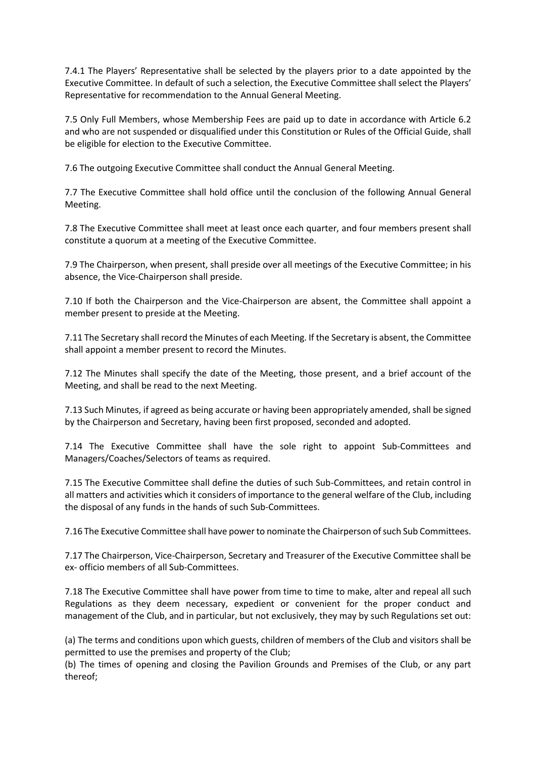7.4.1 The Players' Representative shall be selected by the players prior to a date appointed by the Executive Committee. In default of such a selection, the Executive Committee shall select the Players' Representative for recommendation to the Annual General Meeting.

7.5 Only Full Members, whose Membership Fees are paid up to date in accordance with Article 6.2 and who are not suspended or disqualified under this Constitution or Rules of the Official Guide, shall be eligible for election to the Executive Committee.

7.6 The outgoing Executive Committee shall conduct the Annual General Meeting.

7.7 The Executive Committee shall hold office until the conclusion of the following Annual General Meeting.

7.8 The Executive Committee shall meet at least once each quarter, and four members present shall constitute a quorum at a meeting of the Executive Committee.

7.9 The Chairperson, when present, shall preside over all meetings of the Executive Committee; in his absence, the Vice-Chairperson shall preside.

7.10 If both the Chairperson and the Vice-Chairperson are absent, the Committee shall appoint a member present to preside at the Meeting.

7.11 The Secretary shall record the Minutes of each Meeting. If the Secretary is absent, the Committee shall appoint a member present to record the Minutes.

7.12 The Minutes shall specify the date of the Meeting, those present, and a brief account of the Meeting, and shall be read to the next Meeting.

7.13 Such Minutes, if agreed as being accurate or having been appropriately amended, shall be signed by the Chairperson and Secretary, having been first proposed, seconded and adopted.

7.14 The Executive Committee shall have the sole right to appoint Sub-Committees and Managers/Coaches/Selectors of teams as required.

7.15 The Executive Committee shall define the duties of such Sub-Committees, and retain control in all matters and activities which it considers of importance to the general welfare of the Club, including the disposal of any funds in the hands of such Sub-Committees.

7.16 The Executive Committee shall have power to nominate the Chairperson of such Sub Committees.

7.17 The Chairperson, Vice-Chairperson, Secretary and Treasurer of the Executive Committee shall be ex- officio members of all Sub-Committees.

7.18 The Executive Committee shall have power from time to time to make, alter and repeal all such Regulations as they deem necessary, expedient or convenient for the proper conduct and management of the Club, and in particular, but not exclusively, they may by such Regulations set out:

(a) The terms and conditions upon which guests, children of members of the Club and visitors shall be permitted to use the premises and property of the Club;
(b) The times of opening and closing the Pavilion Grounds and Premises of the Club, or any part thereof;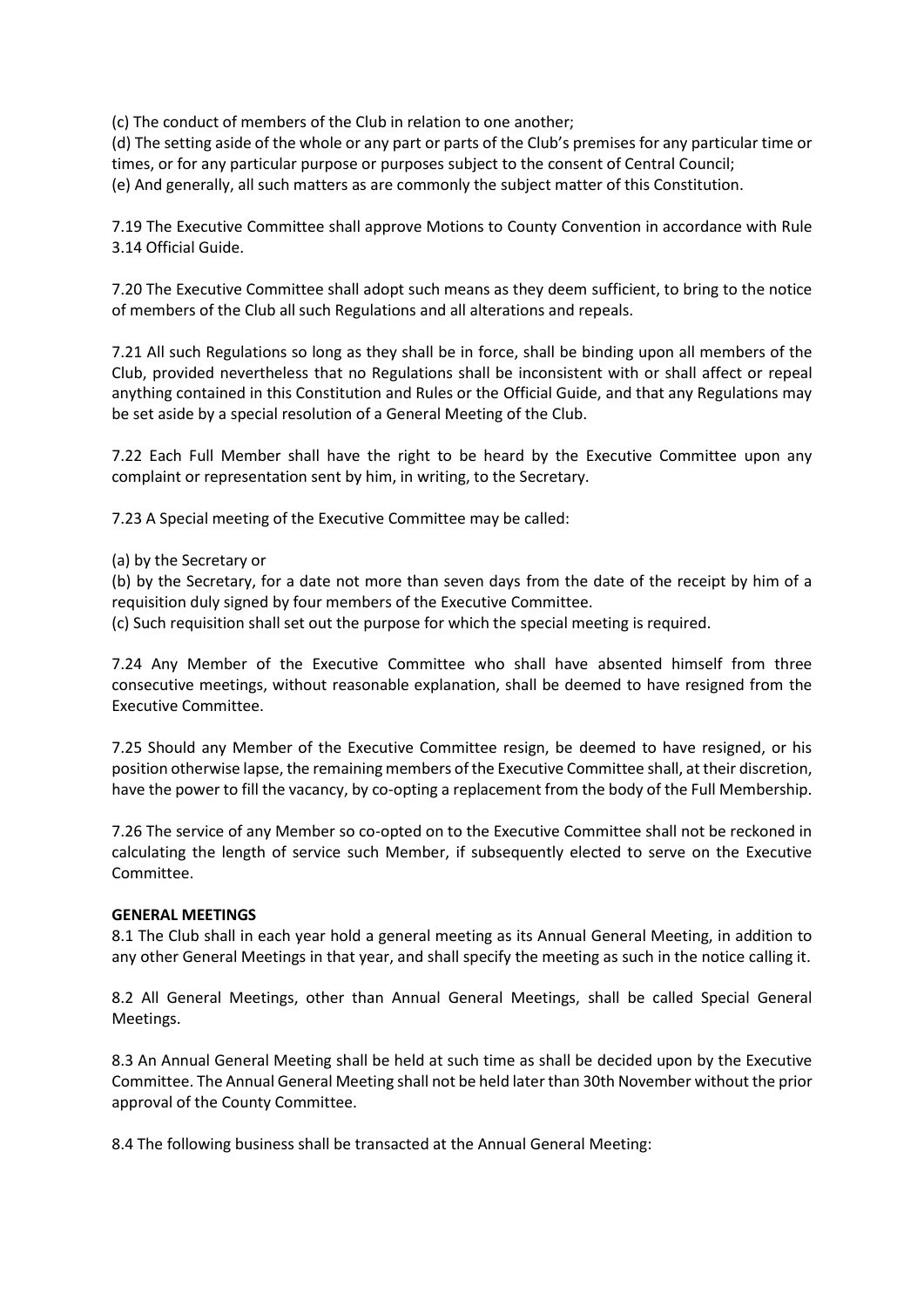(c) The conduct of members of the Club in relation to one another;
(d) The setting aside of the whole or any part or parts of the Club's premises for any particular time or times, or for any particular purpose or purposes subject to the consent of Central Council;
(e) And generally, all such matters as are commonly the subject matter of this Constitution.

7.19 The Executive Committee shall approve Motions to County Convention in accordance with Rule 3.14 Official Guide.

7.20 The Executive Committee shall adopt such means as they deem sufficient, to bring to the notice of members of the Club all such Regulations and all alterations and repeals.

7.21 All such Regulations so long as they shall be in force, shall be binding upon all members of the Club, provided nevertheless that no Regulations shall be inconsistent with or shall affect or repeal anything contained in this Constitution and Rules or the Official Guide, and that any Regulations may be set aside by a special resolution of a General Meeting of the Club.

7.22 Each Full Member shall have the right to be heard by the Executive Committee upon any complaint or representation sent by him, in writing, to the Secretary.

7.23 A Special meeting of the Executive Committee may be called:

(a) by the Secretary or
(b) by the Secretary, for a date not more than seven days from the date of the receipt by him of a requisition duly signed by four members of the Executive Committee.
(c) Such requisition shall set out the purpose for which the special meeting is required.

7.24 Any Member of the Executive Committee who shall have absented himself from three consecutive meetings, without reasonable explanation, shall be deemed to have resigned from the Executive Committee.

7.25 Should any Member of the Executive Committee resign, be deemed to have resigned, or his position otherwise lapse, the remaining members of the Executive Committee shall, at their discretion, have the power to fill the vacancy, by co-opting a replacement from the body of the Full Membership.

7.26 The service of any Member so co-opted on to the Executive Committee shall not be reckoned in calculating the length of service such Member, if subsequently elected to serve on the Executive Committee.

**GENERAL MEETINGS**

8.1 The Club shall in each year hold a general meeting as its Annual General Meeting, in addition to any other General Meetings in that year, and shall specify the meeting as such in the notice calling it.

8.2 All General Meetings, other than Annual General Meetings, shall be called Special General Meetings.

8.3 An Annual General Meeting shall be held at such time as shall be decided upon by the Executive Committee. The Annual General Meeting shall not be held later than 30th November without the prior approval of the County Committee.

8.4 The following business shall be transacted at the Annual General Meeting: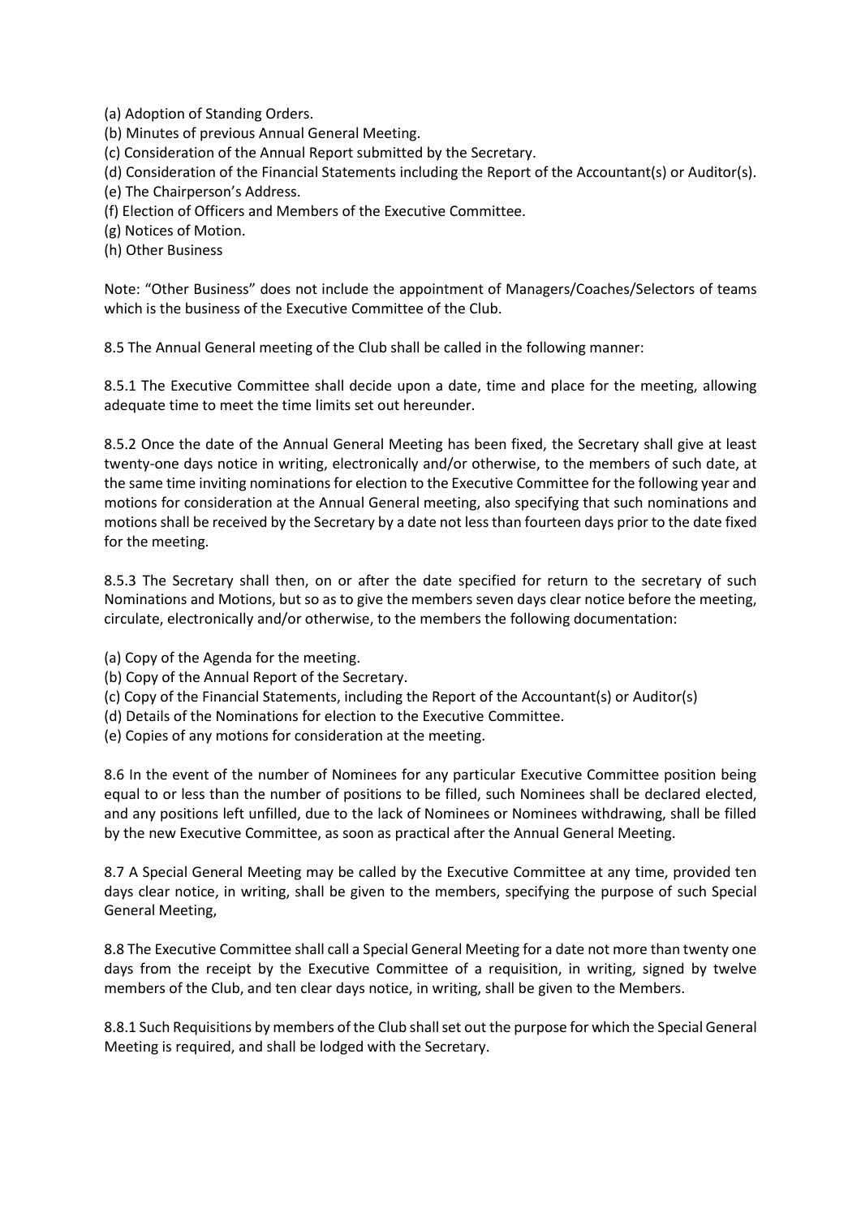(a) Adoption of Standing Orders.
(b) Minutes of previous Annual General Meeting.
(c) Consideration of the Annual Report submitted by the Secretary.
(d) Consideration of the Financial Statements including the Report of the Accountant(s) or Auditor(s).
(e) The Chairperson's Address.
(f) Election of Officers and Members of the Executive Committee.
(g) Notices of Motion.
(h) Other Business

Note: "Other Business" does not include the appointment of Managers/Coaches/Selectors of teams which is the business of the Executive Committee of the Club.

8.5 The Annual General meeting of the Club shall be called in the following manner:

8.5.1 The Executive Committee shall decide upon a date, time and place for the meeting, allowing adequate time to meet the time limits set out hereunder.

8.5.2 Once the date of the Annual General Meeting has been fixed, the Secretary shall give at least twenty-one days notice in writing, electronically and/or otherwise, to the members of such date, at the same time inviting nominations for election to the Executive Committee for the following year and motions for consideration at the Annual General meeting, also specifying that such nominations and motions shall be received by the Secretary by a date not less than fourteen days prior to the date fixed for the meeting.

8.5.3 The Secretary shall then, on or after the date specified for return to the secretary of such Nominations and Motions, but so as to give the members seven days clear notice before the meeting, circulate, electronically and/or otherwise, to the members the following documentation:

(a) Copy of the Agenda for the meeting.
(b) Copy of the Annual Report of the Secretary.
(c) Copy of the Financial Statements, including the Report of the Accountant(s) or Auditor(s)
(d) Details of the Nominations for election to the Executive Committee.
(e) Copies of any motions for consideration at the meeting.

8.6 In the event of the number of Nominees for any particular Executive Committee position being equal to or less than the number of positions to be filled, such Nominees shall be declared elected, and any positions left unfilled, due to the lack of Nominees or Nominees withdrawing, shall be filled by the new Executive Committee, as soon as practical after the Annual General Meeting.

8.7 A Special General Meeting may be called by the Executive Committee at any time, provided ten days clear notice, in writing, shall be given to the members, specifying the purpose of such Special General Meeting,

8.8 The Executive Committee shall call a Special General Meeting for a date not more than twenty one days from the receipt by the Executive Committee of a requisition, in writing, signed by twelve members of the Club, and ten clear days notice, in writing, shall be given to the Members.

8.8.1 Such Requisitions by members of the Club shall set out the purpose for which the Special General Meeting is required, and shall be lodged with the Secretary.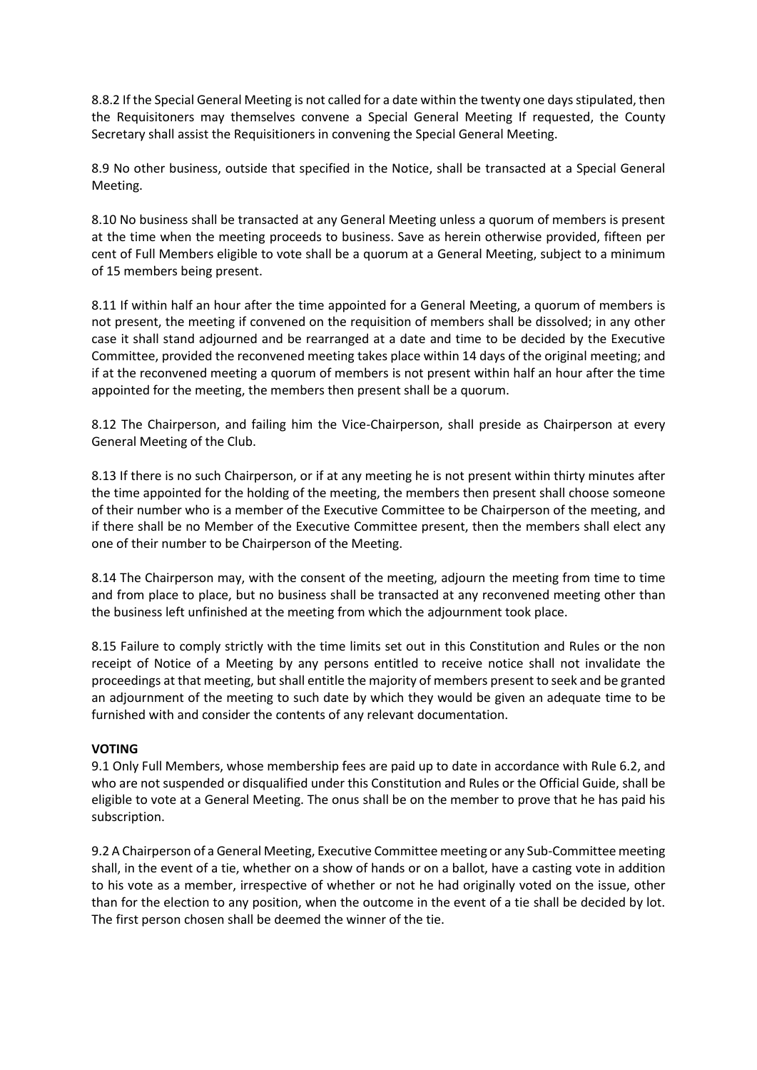8.8.2 If the Special General Meeting is not called for a date within the twenty one days stipulated, then the Requisitoners may themselves convene a Special General Meeting If requested, the County Secretary shall assist the Requisitioners in convening the Special General Meeting.

8.9 No other business, outside that specified in the Notice, shall be transacted at a Special General Meeting.

8.10 No business shall be transacted at any General Meeting unless a quorum of members is present at the time when the meeting proceeds to business. Save as herein otherwise provided, fifteen per cent of Full Members eligible to vote shall be a quorum at a General Meeting, subject to a minimum of 15 members being present.

8.11 If within half an hour after the time appointed for a General Meeting, a quorum of members is not present, the meeting if convened on the requisition of members shall be dissolved; in any other case it shall stand adjourned and be rearranged at a date and time to be decided by the Executive Committee, provided the reconvened meeting takes place within 14 days of the original meeting; and if at the reconvened meeting a quorum of members is not present within half an hour after the time appointed for the meeting, the members then present shall be a quorum.

8.12 The Chairperson, and failing him the Vice-Chairperson, shall preside as Chairperson at every General Meeting of the Club.

8.13 If there is no such Chairperson, or if at any meeting he is not present within thirty minutes after the time appointed for the holding of the meeting, the members then present shall choose someone of their number who is a member of the Executive Committee to be Chairperson of the meeting, and if there shall be no Member of the Executive Committee present, then the members shall elect any one of their number to be Chairperson of the Meeting.

8.14 The Chairperson may, with the consent of the meeting, adjourn the meeting from time to time and from place to place, but no business shall be transacted at any reconvened meeting other than the business left unfinished at the meeting from which the adjournment took place.

8.15 Failure to comply strictly with the time limits set out in this Constitution and Rules or the non receipt of Notice of a Meeting by any persons entitled to receive notice shall not invalidate the proceedings at that meeting, but shall entitle the majority of members present to seek and be granted an adjournment of the meeting to such date by which they would be given an adequate time to be furnished with and consider the contents of any relevant documentation.

**VOTING**

9.1 Only Full Members, whose membership fees are paid up to date in accordance with Rule 6.2, and who are not suspended or disqualified under this Constitution and Rules or the Official Guide, shall be eligible to vote at a General Meeting. The onus shall be on the member to prove that he has paid his subscription.

9.2 A Chairperson of a General Meeting, Executive Committee meeting or any Sub-Committee meeting shall, in the event of a tie, whether on a show of hands or on a ballot, have a casting vote in addition to his vote as a member, irrespective of whether or not he had originally voted on the issue, other than for the election to any position, when the outcome in the event of a tie shall be decided by lot. The first person chosen shall be deemed the winner of the tie.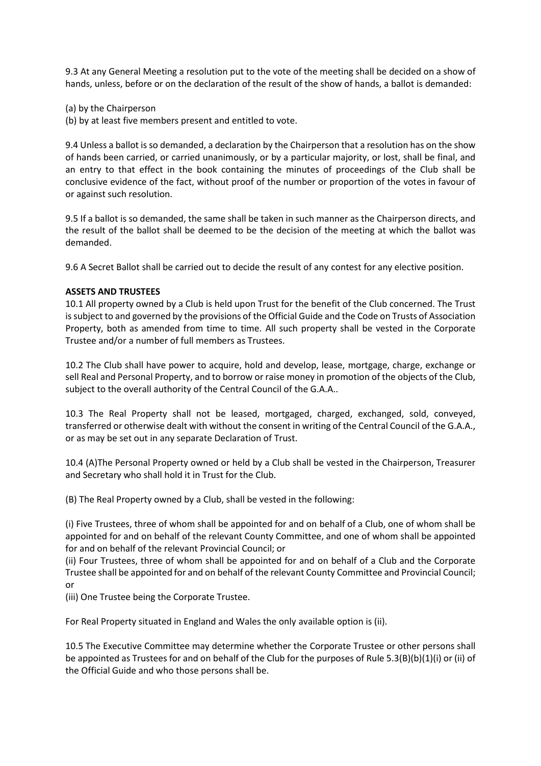9.3 At any General Meeting a resolution put to the vote of the meeting shall be decided on a show of hands, unless, before or on the declaration of the result of the show of hands, a ballot is demanded:

(a) by the Chairperson
(b) by at least five members present and entitled to vote.

9.4 Unless a ballot is so demanded, a declaration by the Chairperson that a resolution has on the show of hands been carried, or carried unanimously, or by a particular majority, or lost, shall be final, and an entry to that effect in the book containing the minutes of proceedings of the Club shall be conclusive evidence of the fact, without proof of the number or proportion of the votes in favour of or against such resolution.

9.5 If a ballot is so demanded, the same shall be taken in such manner as the Chairperson directs, and the result of the ballot shall be deemed to be the decision of the meeting at which the ballot was demanded.

9.6 A Secret Ballot shall be carried out to decide the result of any contest for any elective position.

**ASSETS AND TRUSTEES**

10.1 All property owned by a Club is held upon Trust for the benefit of the Club concerned. The Trust is subject to and governed by the provisions of the Official Guide and the Code on Trusts of Association Property, both as amended from time to time. All such property shall be vested in the Corporate Trustee and/or a number of full members as Trustees.

10.2 The Club shall have power to acquire, hold and develop, lease, mortgage, charge, exchange or sell Real and Personal Property, and to borrow or raise money in promotion of the objects of the Club, subject to the overall authority of the Central Council of the G.A.A..

10.3 The Real Property shall not be leased, mortgaged, charged, exchanged, sold, conveyed, transferred or otherwise dealt with without the consent in writing of the Central Council of the G.A.A., or as may be set out in any separate Declaration of Trust.

10.4 (A)The Personal Property owned or held by a Club shall be vested in the Chairperson, Treasurer and Secretary who shall hold it in Trust for the Club.

(B) The Real Property owned by a Club, shall be vested in the following:

(i) Five Trustees, three of whom shall be appointed for and on behalf of a Club, one of whom shall be appointed for and on behalf of the relevant County Committee, and one of whom shall be appointed for and on behalf of the relevant Provincial Council; or
(ii) Four Trustees, three of whom shall be appointed for and on behalf of a Club and the Corporate Trustee shall be appointed for and on behalf of the relevant County Committee and Provincial Council; or
(iii) One Trustee being the Corporate Trustee.

For Real Property situated in England and Wales the only available option is (ii).

10.5 The Executive Committee may determine whether the Corporate Trustee or other persons shall be appointed as Trustees for and on behalf of the Club for the purposes of Rule 5.3(B)(b)(1)(i) or (ii) of the Official Guide and who those persons shall be.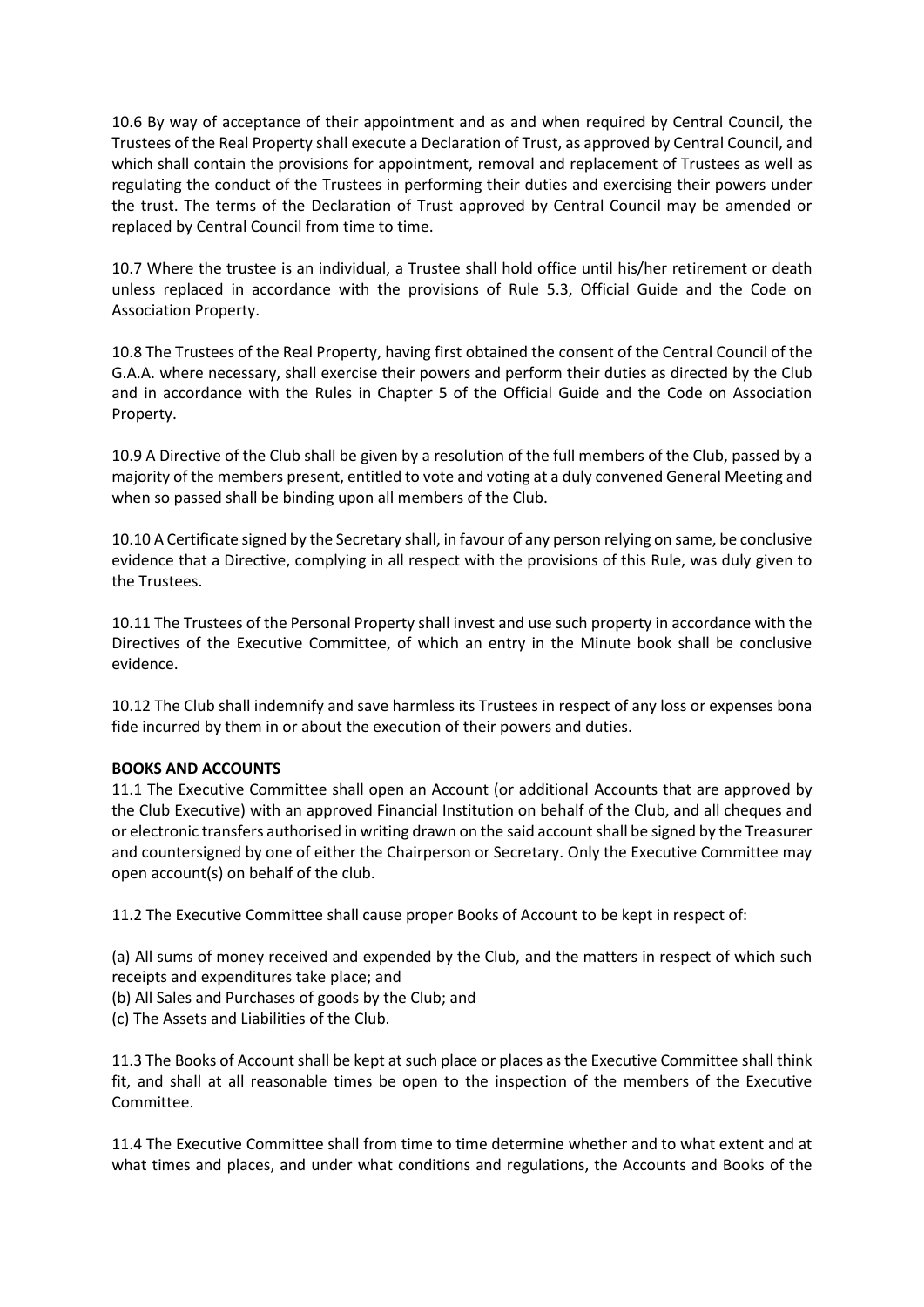10.6 By way of acceptance of their appointment and as and when required by Central Council, the Trustees of the Real Property shall execute a Declaration of Trust, as approved by Central Council, and which shall contain the provisions for appointment, removal and replacement of Trustees as well as regulating the conduct of the Trustees in performing their duties and exercising their powers under the trust. The terms of the Declaration of Trust approved by Central Council may be amended or replaced by Central Council from time to time.

10.7 Where the trustee is an individual, a Trustee shall hold office until his/her retirement or death unless replaced in accordance with the provisions of Rule 5.3, Official Guide and the Code on Association Property.

10.8 The Trustees of the Real Property, having first obtained the consent of the Central Council of the G.A.A. where necessary, shall exercise their powers and perform their duties as directed by the Club and in accordance with the Rules in Chapter 5 of the Official Guide and the Code on Association Property.

10.9 A Directive of the Club shall be given by a resolution of the full members of the Club, passed by a majority of the members present, entitled to vote and voting at a duly convened General Meeting and when so passed shall be binding upon all members of the Club.

10.10 A Certificate signed by the Secretary shall, in favour of any person relying on same, be conclusive evidence that a Directive, complying in all respect with the provisions of this Rule, was duly given to the Trustees.

10.11 The Trustees of the Personal Property shall invest and use such property in accordance with the Directives of the Executive Committee, of which an entry in the Minute book shall be conclusive evidence.

10.12 The Club shall indemnify and save harmless its Trustees in respect of any loss or expenses bona fide incurred by them in or about the execution of their powers and duties.

**BOOKS AND ACCOUNTS**

11.1 The Executive Committee shall open an Account (or additional Accounts that are approved by the Club Executive) with an approved Financial Institution on behalf of the Club, and all cheques and or electronic transfers authorised in writing drawn on the said account shall be signed by the Treasurer and countersigned by one of either the Chairperson or Secretary. Only the Executive Committee may open account(s) on behalf of the club.

11.2 The Executive Committee shall cause proper Books of Account to be kept in respect of:

(a) All sums of money received and expended by the Club, and the matters in respect of which such receipts and expenditures take place; and
(b) All Sales and Purchases of goods by the Club; and
(c) The Assets and Liabilities of the Club.

11.3 The Books of Account shall be kept at such place or places as the Executive Committee shall think fit, and shall at all reasonable times be open to the inspection of the members of the Executive Committee.

11.4 The Executive Committee shall from time to time determine whether and to what extent and at what times and places, and under what conditions and regulations, the Accounts and Books of the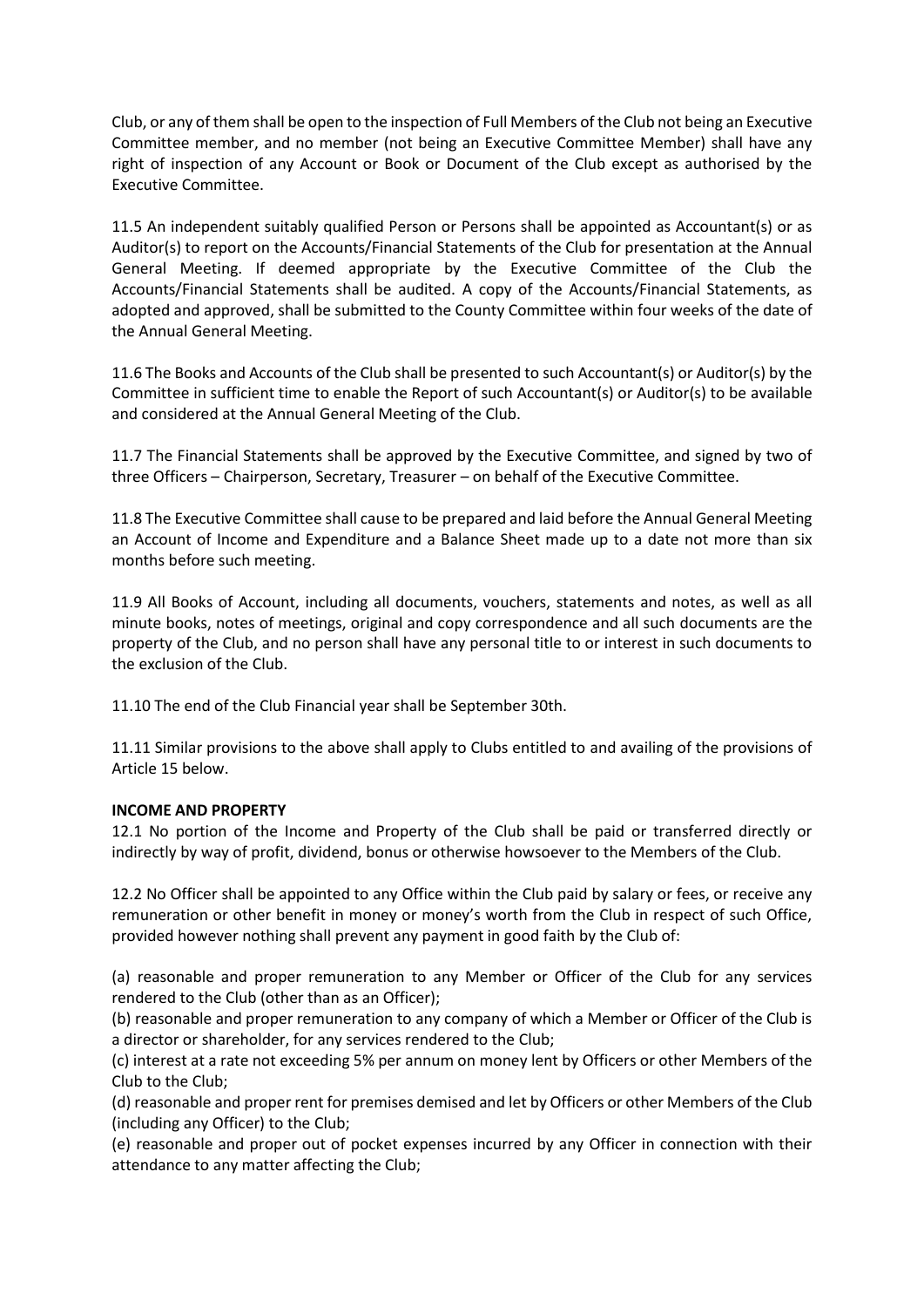Club, or any of them shall be open to the inspection of Full Members of the Club not being an Executive Committee member, and no member (not being an Executive Committee Member) shall have any right of inspection of any Account or Book or Document of the Club except as authorised by the Executive Committee.

11.5 An independent suitably qualified Person or Persons shall be appointed as Accountant(s) or as Auditor(s) to report on the Accounts/Financial Statements of the Club for presentation at the Annual General Meeting. If deemed appropriate by the Executive Committee of the Club the Accounts/Financial Statements shall be audited. A copy of the Accounts/Financial Statements, as adopted and approved, shall be submitted to the County Committee within four weeks of the date of the Annual General Meeting.

11.6 The Books and Accounts of the Club shall be presented to such Accountant(s) or Auditor(s) by the Committee in sufficient time to enable the Report of such Accountant(s) or Auditor(s) to be available and considered at the Annual General Meeting of the Club.

11.7 The Financial Statements shall be approved by the Executive Committee, and signed by two of three Officers – Chairperson, Secretary, Treasurer – on behalf of the Executive Committee.

11.8 The Executive Committee shall cause to be prepared and laid before the Annual General Meeting an Account of Income and Expenditure and a Balance Sheet made up to a date not more than six months before such meeting.

11.9 All Books of Account, including all documents, vouchers, statements and notes, as well as all minute books, notes of meetings, original and copy correspondence and all such documents are the property of the Club, and no person shall have any personal title to or interest in such documents to the exclusion of the Club.

11.10 The end of the Club Financial year shall be September 30th.

11.11 Similar provisions to the above shall apply to Clubs entitled to and availing of the provisions of Article 15 below.

**INCOME AND PROPERTY**

12.1 No portion of the Income and Property of the Club shall be paid or transferred directly or indirectly by way of profit, dividend, bonus or otherwise howsoever to the Members of the Club.

12.2 No Officer shall be appointed to any Office within the Club paid by salary or fees, or receive any remuneration or other benefit in money or money's worth from the Club in respect of such Office, provided however nothing shall prevent any payment in good faith by the Club of:

(a) reasonable and proper remuneration to any Member or Officer of the Club for any services rendered to the Club (other than as an Officer);
(b) reasonable and proper remuneration to any company of which a Member or Officer of the Club is a director or shareholder, for any services rendered to the Club;
(c) interest at a rate not exceeding 5% per annum on money lent by Officers or other Members of the Club to the Club;
(d) reasonable and proper rent for premises demised and let by Officers or other Members of the Club (including any Officer) to the Club;
(e) reasonable and proper out of pocket expenses incurred by any Officer in connection with their attendance to any matter affecting the Club;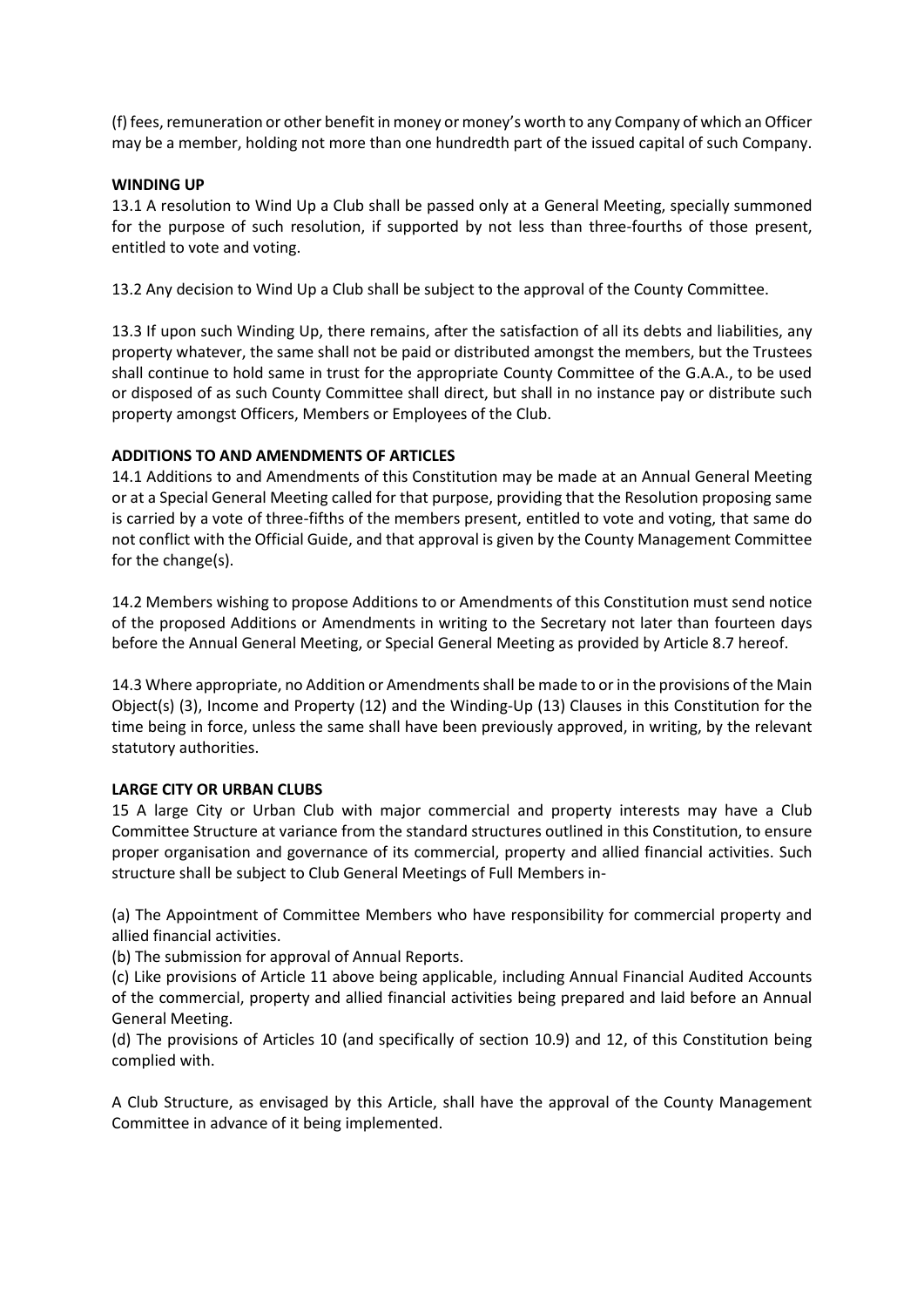(f) fees, remuneration or other benefit in money or money's worth to any Company of which an Officer may be a member, holding not more than one hundredth part of the issued capital of such Company.

**WINDING UP**

13.1 A resolution to Wind Up a Club shall be passed only at a General Meeting, specially summoned for the purpose of such resolution, if supported by not less than three-fourths of those present, entitled to vote and voting.

13.2 Any decision to Wind Up a Club shall be subject to the approval of the County Committee.

13.3 If upon such Winding Up, there remains, after the satisfaction of all its debts and liabilities, any property whatever, the same shall not be paid or distributed amongst the members, but the Trustees shall continue to hold same in trust for the appropriate County Committee of the G.A.A., to be used or disposed of as such County Committee shall direct, but shall in no instance pay or distribute such property amongst Officers, Members or Employees of the Club.

**ADDITIONS TO AND AMENDMENTS OF ARTICLES**

14.1 Additions to and Amendments of this Constitution may be made at an Annual General Meeting or at a Special General Meeting called for that purpose, providing that the Resolution proposing same is carried by a vote of three-fifths of the members present, entitled to vote and voting, that same do not conflict with the Official Guide, and that approval is given by the County Management Committee for the change(s).

14.2 Members wishing to propose Additions to or Amendments of this Constitution must send notice of the proposed Additions or Amendments in writing to the Secretary not later than fourteen days before the Annual General Meeting, or Special General Meeting as provided by Article 8.7 hereof.

14.3 Where appropriate, no Addition or Amendments shall be made to or in the provisions of the Main Object(s) (3), Income and Property (12) and the Winding-Up (13) Clauses in this Constitution for the time being in force, unless the same shall have been previously approved, in writing, by the relevant statutory authorities.

**LARGE CITY OR URBAN CLUBS**

15 A large City or Urban Club with major commercial and property interests may have a Club Committee Structure at variance from the standard structures outlined in this Constitution, to ensure proper organisation and governance of its commercial, property and allied financial activities. Such structure shall be subject to Club General Meetings of Full Members in-

(a) The Appointment of Committee Members who have responsibility for commercial property and allied financial activities.
(b) The submission for approval of Annual Reports.
(c) Like provisions of Article 11 above being applicable, including Annual Financial Audited Accounts of the commercial, property and allied financial activities being prepared and laid before an Annual General Meeting.
(d) The provisions of Articles 10 (and specifically of section 10.9) and 12, of this Constitution being complied with.

A Club Structure, as envisaged by this Article, shall have the approval of the County Management Committee in advance of it being implemented.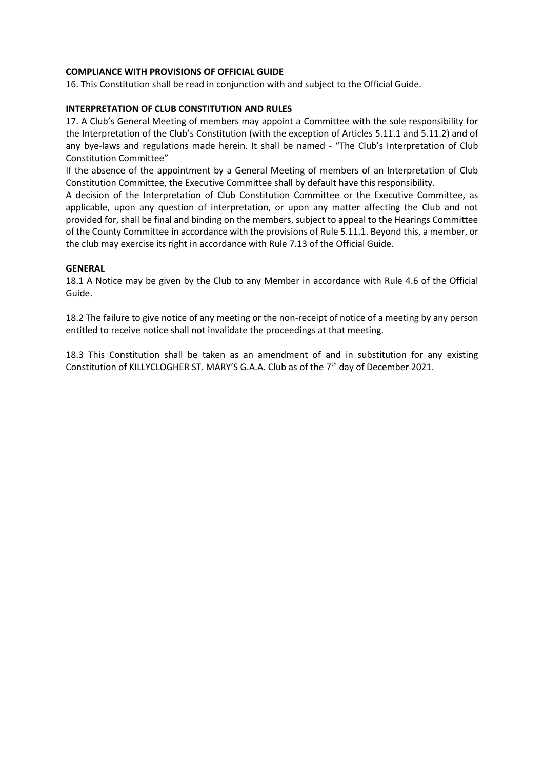**COMPLIANCE WITH PROVISIONS OF OFFICIAL GUIDE**

16. This Constitution shall be read in conjunction with and subject to the Official Guide.

**INTERPRETATION OF CLUB CONSTITUTION AND RULES**

17. A Club's General Meeting of members may appoint a Committee with the sole responsibility for the Interpretation of the Club's Constitution (with the exception of Articles 5.11.1 and 5.11.2) and of any bye-laws and regulations made herein. It shall be named - "The Club's Interpretation of Club Constitution Committee"

If the absence of the appointment by a General Meeting of members of an Interpretation of Club Constitution Committee, the Executive Committee shall by default have this responsibility.

A decision of the Interpretation of Club Constitution Committee or the Executive Committee, as applicable, upon any question of interpretation, or upon any matter affecting the Club and not provided for, shall be final and binding on the members, subject to appeal to the Hearings Committee of the County Committee in accordance with the provisions of Rule 5.11.1. Beyond this, a member, or the club may exercise its right in accordance with Rule 7.13 of the Official Guide.

**GENERAL**

18.1 A Notice may be given by the Club to any Member in accordance with Rule 4.6 of the Official Guide.

18.2 The failure to give notice of any meeting or the non-receipt of notice of a meeting by any person entitled to receive notice shall not invalidate the proceedings at that meeting.

18.3 This Constitution shall be taken as an amendment of and in substitution for any existing Constitution of KILLYCLOGHER ST. MARY'S G.A.A. Club as of the 7th day of December 2021.